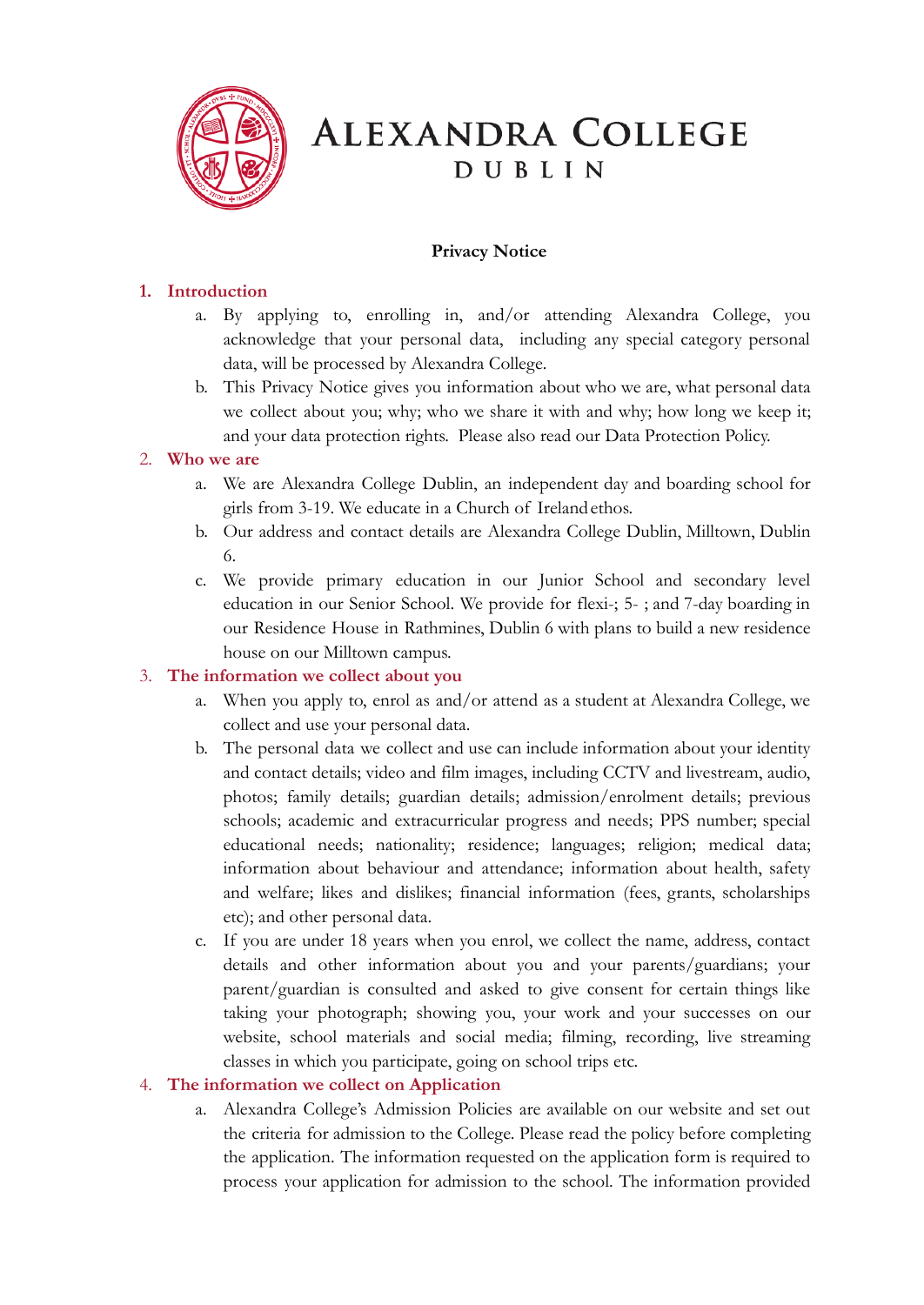# Alexandra College

## Dublin

**Privacy Notice**

## 1. Introduction

a. By applying to, enrolling in, and/or attending Alexandra College, you acknowledge that your personal data, including any special category personal data, will be processed by Alexandra College.

b. This Privacy Notice gives you information about who we are, what personal data we collect about you; why; who we share it with and why; how long we keep it; and your data protection rights. Please also read our Data Protection Policy.

## 2. Who we are

a. We are Alexandra College Dublin, an independent day and boarding school for girls from 3-19. We educate in a Church of Ireland ethos.

b. Our address and contact details are Alexandra College Dublin, Milltown, Dublin 6.

c. We provide primary education in our Junior School and secondary level education in our Senior School. We provide for flexi-; 5- ; and 7-day boarding in our Residence House in Rathmines, Dublin 6 with plans to build a new residence house on our Milltown campus.

## 3. The information we collect about you

a. When you apply to, enrol as and/or attend as a student at Alexandra College, we collect and use your personal data.

b. The personal data we collect and use can include information about your identity and contact details; video and film images, including CCTV and livestream, audio, photos; family details; guardian details; admission/enrolment details; previous schools; academic and extracurricular progress and needs; PPS number; special educational needs; nationality; residence; languages; religion; medical data; information about behaviour and attendance; information about health, safety and welfare; likes and dislikes; financial information (fees, grants, scholarships etc); and other personal data.

c. If you are under 18 years when you enrol, we collect the name, address, contact details and other information about you and your parents/guardians; your parent/guardian is consulted and asked to give consent for certain things like taking your photograph; showing you, your work and your successes on our website, school materials and social media; filming, recording, live streaming classes in which you participate, going on school trips etc.

## 4. The information we collect on Application

a. Alexandra College's Admission Policies are available on our website and set out the criteria for admission to the College. Please read the policy before completing the application. The information requested on the application form is required to process your application for admission to the school. The information provided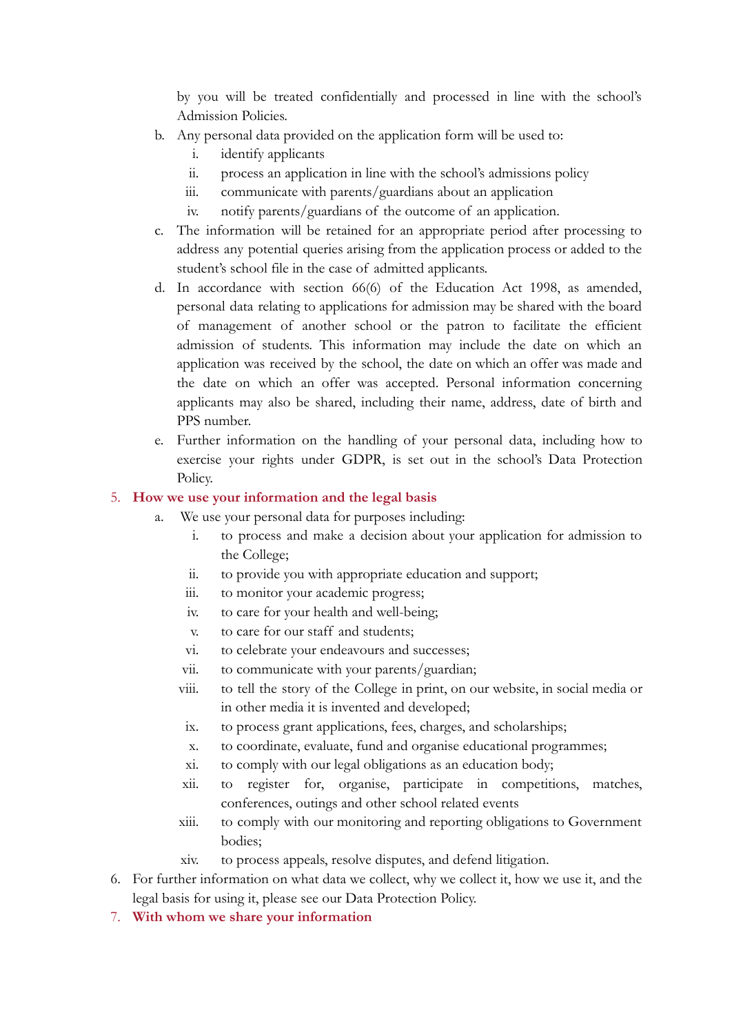by you will be treated confidentially and processed in line with the school's Admission Policies.

b. Any personal data provided on the application form will be used to:
    i. identify applicants
    ii. process an application in line with the school's admissions policy
    iii. communicate with parents/guardians about an application
    iv. notify parents/guardians of the outcome of an application.

c. The information will be retained for an appropriate period after processing to address any potential queries arising from the application process or added to the student's school file in the case of admitted applicants.

d. In accordance with section 66(6) of the Education Act 1998, as amended, personal data relating to applications for admission may be shared with the board of management of another school or the patron to facilitate the efficient admission of students. This information may include the date on which an application was received by the school, the date on which an offer was made and the date on which an offer was accepted. Personal information concerning applicants may also be shared, including their name, address, date of birth and PPS number.

e. Further information on the handling of your personal data, including how to exercise your rights under GDPR, is set out in the school's Data Protection Policy.

5. **How we use your information and the legal basis**

    a. We use your personal data for purposes including:
        i. to process and make a decision about your application for admission to the College;
        ii. to provide you with appropriate education and support;
        iii. to monitor your academic progress;
        iv. to care for your health and well-being;
        v. to care for our staff and students;
        vi. to celebrate your endeavours and successes;
        vii. to communicate with your parents/guardian;
        viii. to tell the story of the College in print, on our website, in social media or in other media it is invented and developed;
        ix. to process grant applications, fees, charges, and scholarships;
        x. to coordinate, evaluate, fund and organise educational programmes;
        xi. to comply with our legal obligations as an education body;
        xii. to register for, organise, participate in competitions, matches, conferences, outings and other school related events
        xiii. to comply with our monitoring and reporting obligations to Government bodies;
        xiv. to process appeals, resolve disputes, and defend litigation.

6. For further information on what data we collect, why we collect it, how we use it, and the legal basis for using it, please see our Data Protection Policy.

7. **With whom we share your information**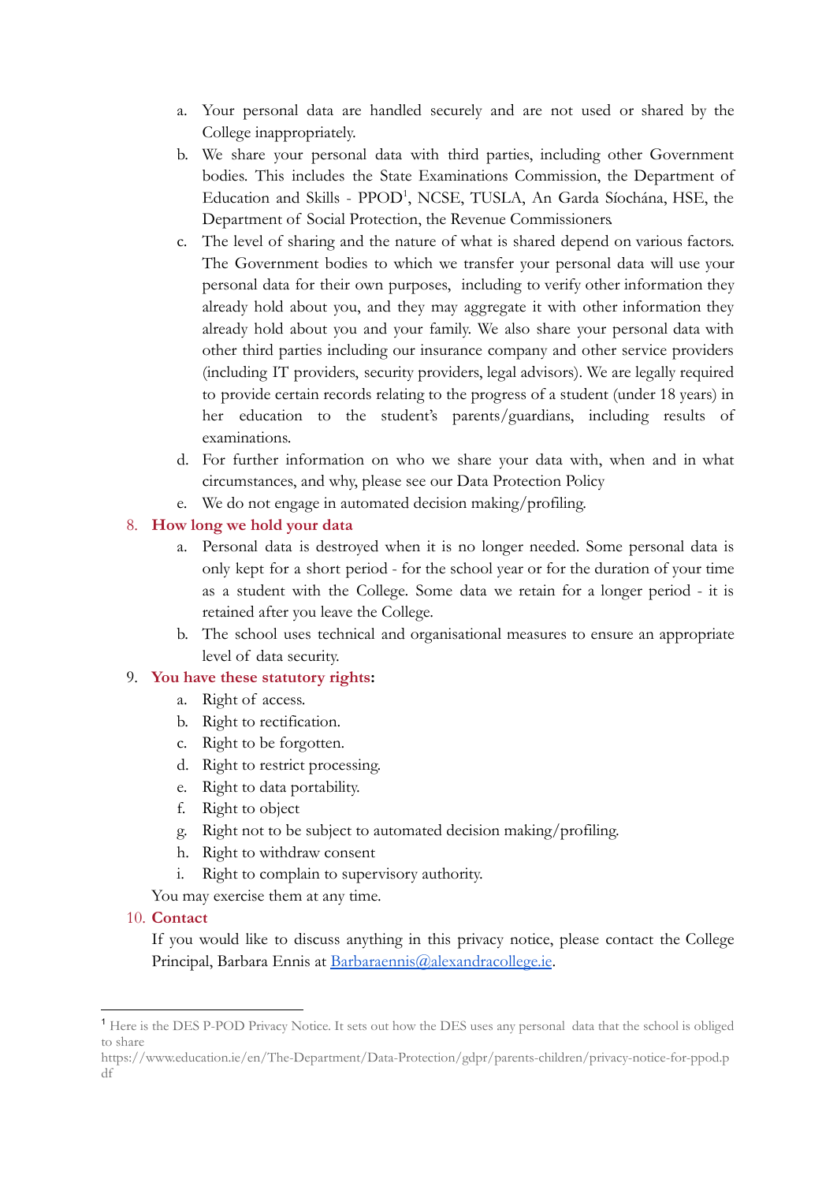a. Your personal data are handled securely and are not used or shared by the College inappropriately.
b. We share your personal data with third parties, including other Government bodies. This includes the State Examinations Commission, the Department of Education and Skills - PPOD[1], NCSE, TUSLA, An Garda Síochána, HSE, the Department of Social Protection, the Revenue Commissioners.
c. The level of sharing and the nature of what is shared depend on various factors. The Government bodies to which we transfer your personal data will use your personal data for their own purposes, including to verify other information they already hold about you, and they may aggregate it with other information they already hold about you and your family. We also share your personal data with other third parties including our insurance company and other service providers (including IT providers, security providers, legal advisors). We are legally required to provide certain records relating to the progress of a student (under 18 years) in her education to the student's parents/guardians, including results of examinations.
d. For further information on who we share your data with, when and in what circumstances, and why, please see our Data Protection Policy
e. We do not engage in automated decision making/profiling.

## 8. How long we hold your data

a. Personal data is destroyed when it is no longer needed. Some personal data is only kept for a short period - for the school year or for the duration of your time as a student with the College. Some data we retain for a longer period - it is retained after you leave the College.
b. The school uses technical and organisational measures to ensure an appropriate level of data security.

## 9. You have these statutory rights:

a. Right of access.
b. Right to rectification.
c. Right to be forgotten.
d. Right to restrict processing.
e. Right to data portability.
f. Right to object
g. Right not to be subject to automated decision making/profiling.
h. Right to withdraw consent
i. Right to complain to supervisory authority.

You may exercise them at any time.

## 10. Contact

If you would like to discuss anything in this privacy notice, please contact the College Principal, Barbara Ennis at [Barbaraennis@alexandracollege.ie](mailto:Barbaraennis@alexandracollege.ie).

---

[1] Here is the DES P-POD Privacy Notice. It sets out how the DES uses any personal data that the school is obliged to share https://www.education.ie/en/The-Department/Data-Protection/gdpr/parents-children/privacy-notice-for-ppod.pdf